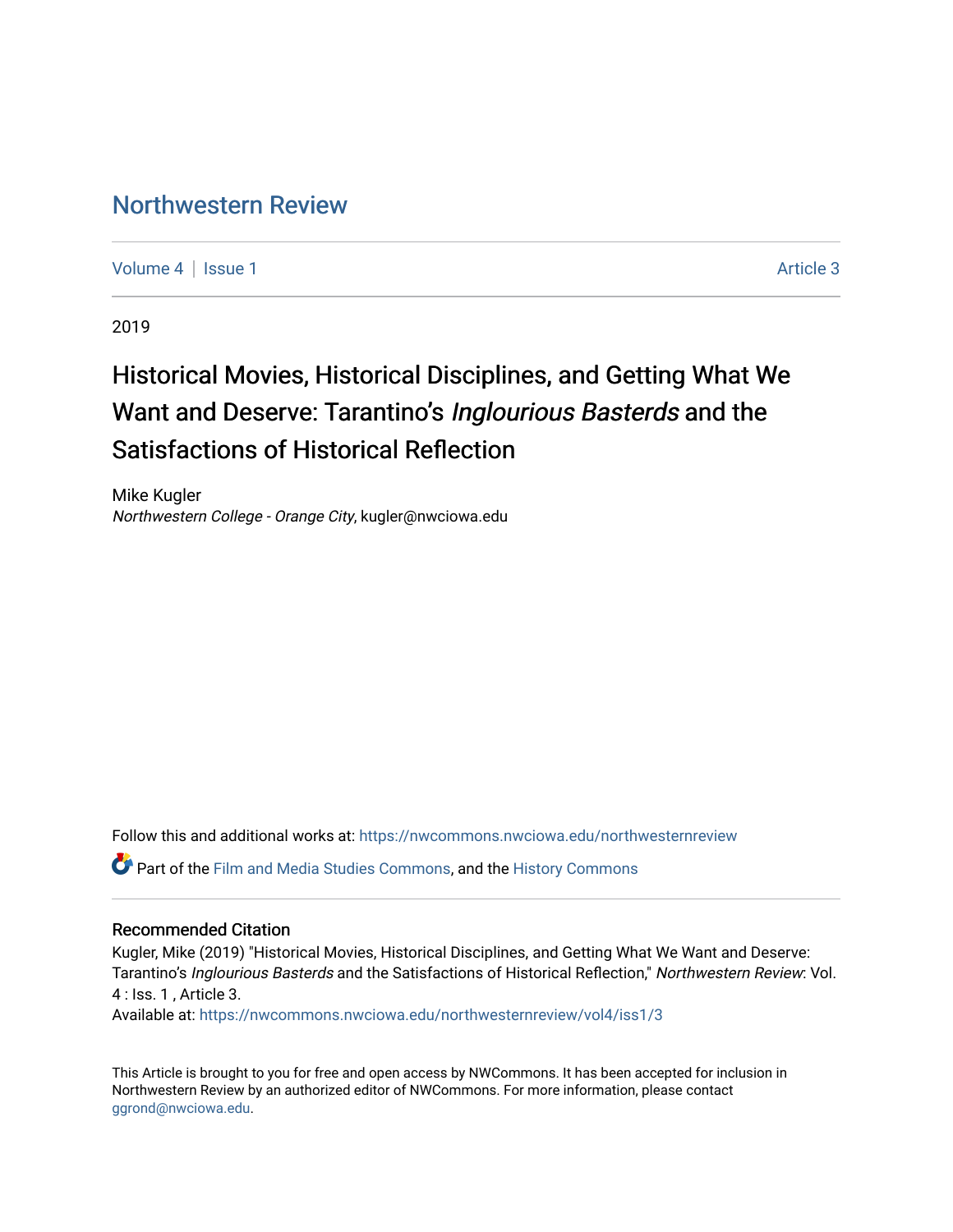# Northwestern Review

Volume 4 | Issue 1 Article 3

2019

## Historical Movies, Historical Disciplines, and Getting What We Want and Deserve: Tarantino's *Inglourious Basterds* and the Satisfactions of Historical Reflection

Mike Kugler
*Northwestern College - Orange City*, kugler@nwciowa.edu

Follow this and additional works at: https://nwcommons.nwciowa.edu/northwesternreview

Part of the Film and Media Studies Commons, and the History Commons

### Recommended Citation

Kugler, Mike (2019) "Historical Movies, Historical Disciplines, and Getting What We Want and Deserve: Tarantino's *Inglourious Basterds* and the Satisfactions of Historical Reflection," *Northwestern Review*: Vol. 4 : Iss. 1 , Article 3.
Available at: https://nwcommons.nwciowa.edu/northwesternreview/vol4/iss1/3

This Article is brought to you for free and open access by NWCommons. It has been accepted for inclusion in Northwestern Review by an authorized editor of NWCommons. For more information, please contact ggrond@nwciowa.edu.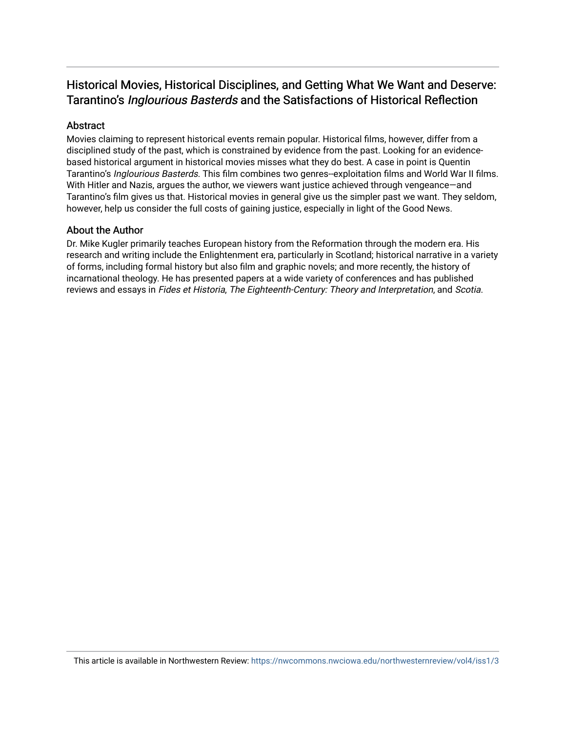# Historical Movies, Historical Disciplines, and Getting What We Want and Deserve: Tarantino's *Inglourious Basterds* and the Satisfactions of Historical Reflection

## Abstract

Movies claiming to represent historical events remain popular. Historical films, however, differ from a disciplined study of the past, which is constrained by evidence from the past. Looking for an evidence-based historical argument in historical movies misses what they do best. A case in point is Quentin Tarantino's *Inglourious Basterds*. This film combines two genres--exploitation films and World War II films. With Hitler and Nazis, argues the author, we viewers want justice achieved through vengeance—and Tarantino's film gives us that. Historical movies in general give us the simpler past we want. They seldom, however, help us consider the full costs of gaining justice, especially in light of the Good News.

## About the Author

Dr. Mike Kugler primarily teaches European history from the Reformation through the modern era. His research and writing include the Enlightenment era, particularly in Scotland; historical narrative in a variety of forms, including formal history but also film and graphic novels; and more recently, the history of incarnational theology. He has presented papers at a wide variety of conferences and has published reviews and essays in *Fides et Historia*, *The Eighteenth-Century: Theory and Interpretation*, and *Scotia*.

This article is available in Northwestern Review: https://nwcommons.nwciowa.edu/northwesternreview/vol4/iss1/3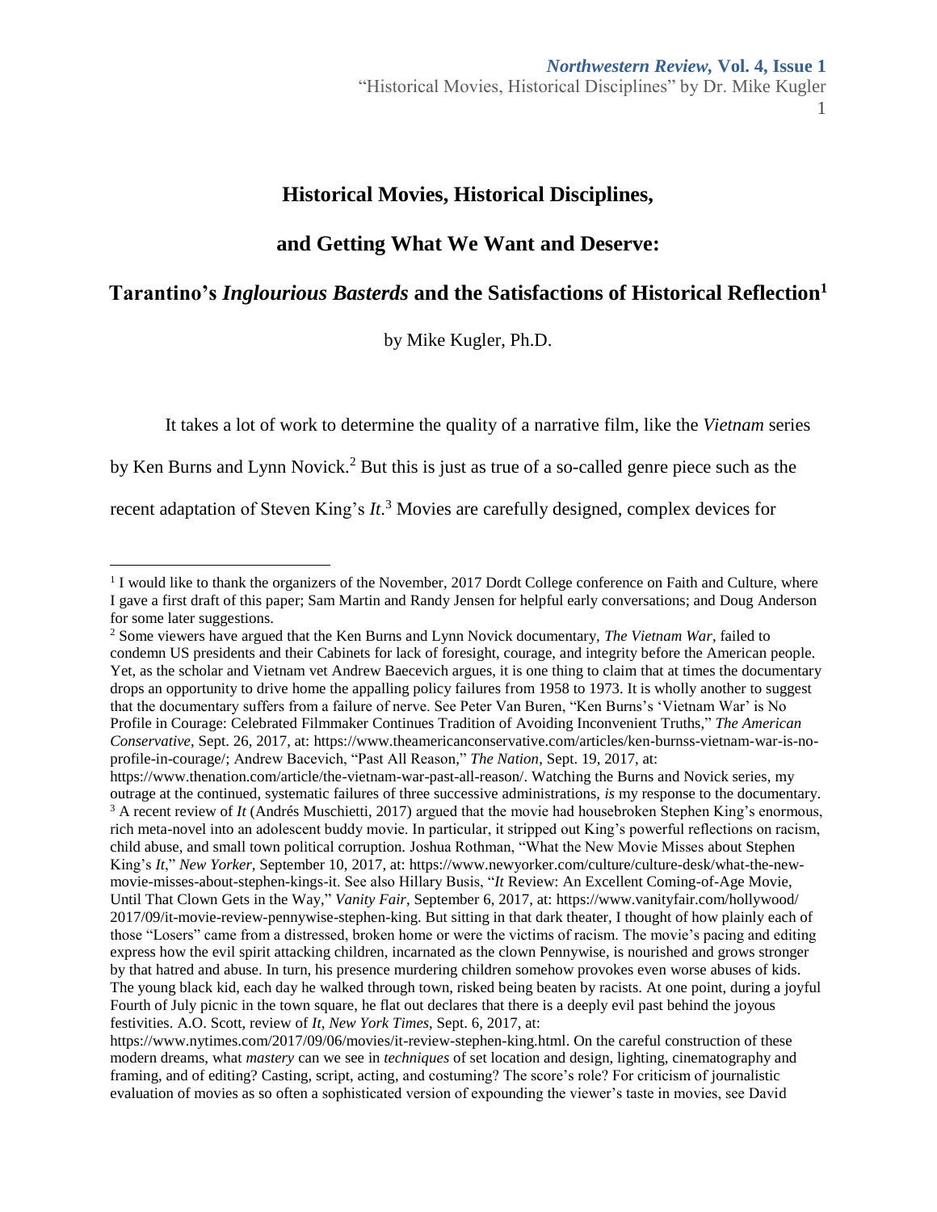# Historical Movies, Historical Disciplines,

# and Getting What We Want and Deserve:

# Tarantino's *Inglourious Basterds* and the Satisfactions of Historical Reflection[1]

by Mike Kugler, Ph.D.

It takes a lot of work to determine the quality of a narrative film, like the *Vietnam* series by Ken Burns and Lynn Novick.[2] But this is just as true of a so-called genre piece such as the recent adaptation of Steven King's *It*.[3] Movies are carefully designed, complex devices for

---

[1] I would like to thank the organizers of the November, 2017 Dordt College conference on Faith and Culture, where I gave a first draft of this paper; Sam Martin and Randy Jensen for helpful early conversations; and Doug Anderson for some later suggestions.

[2] Some viewers have argued that the Ken Burns and Lynn Novick documentary, *The Vietnam War*, failed to condemn US presidents and their Cabinets for lack of foresight, courage, and integrity before the American people. Yet, as the scholar and Vietnam vet Andrew Baecevich argues, it is one thing to claim that at times the documentary drops an opportunity to drive home the appalling policy failures from 1958 to 1973. It is wholly another to suggest that the documentary suffers from a failure of nerve. See Peter Van Buren, "Ken Burns's 'Vietnam War' is No Profile in Courage: Celebrated Filmmaker Continues Tradition of Avoiding Inconvenient Truths," *The American Conservative*, Sept. 26, 2017, at: https://www.theamericanconservative.com/articles/ken-burnss-vietnam-war-is-no-profile-in-courage/; Andrew Bacevich, "Past All Reason," *The Nation*, Sept. 19, 2017, at: https://www.thenation.com/article/the-vietnam-war-past-all-reason/. Watching the Burns and Novick series, my outrage at the continued, systematic failures of three successive administrations, *is* my response to the documentary.

[3] A recent review of *It* (Andrés Muschietti, 2017) argued that the movie had housebroken Stephen King's enormous, rich meta-novel into an adolescent buddy movie. In particular, it stripped out King's powerful reflections on racism, child abuse, and small town political corruption. Joshua Rothman, "What the New Movie Misses about Stephen King's *It*," *New Yorker*, September 10, 2017, at: https://www.newyorker.com/culture/culture-desk/what-the-new-movie-misses-about-stephen-kings-it. See also Hillary Busis, "*It* Review: An Excellent Coming-of-Age Movie, Until That Clown Gets in the Way," *Vanity Fair*, September 6, 2017, at: https://www.vanityfair.com/hollywood/2017/09/it-movie-review-pennywise-stephen-king. But sitting in that dark theater, I thought of how plainly each of those "Losers" came from a distressed, broken home or were the victims of racism. The movie's pacing and editing express how the evil spirit attacking children, incarnated as the clown Pennywise, is nourished and grows stronger by that hatred and abuse. In turn, his presence murdering children somehow provokes even worse abuses of kids. The young black kid, each day he walked through town, risked being beaten by racists. At one point, during a joyful Fourth of July picnic in the town square, he flat out declares that there is a deeply evil past behind the joyous festivities. A.O. Scott, review of *It*, *New York Times*, Sept. 6, 2017, at: https://www.nytimes.com/2017/09/06/movies/it-review-stephen-king.html. On the careful construction of these modern dreams, what *mastery* can we see in *techniques* of set location and design, lighting, cinematography and framing, and of editing? Casting, script, acting, and costuming? The score's role? For criticism of journalistic evaluation of movies as so often a sophisticated version of expounding the viewer's taste in movies, see David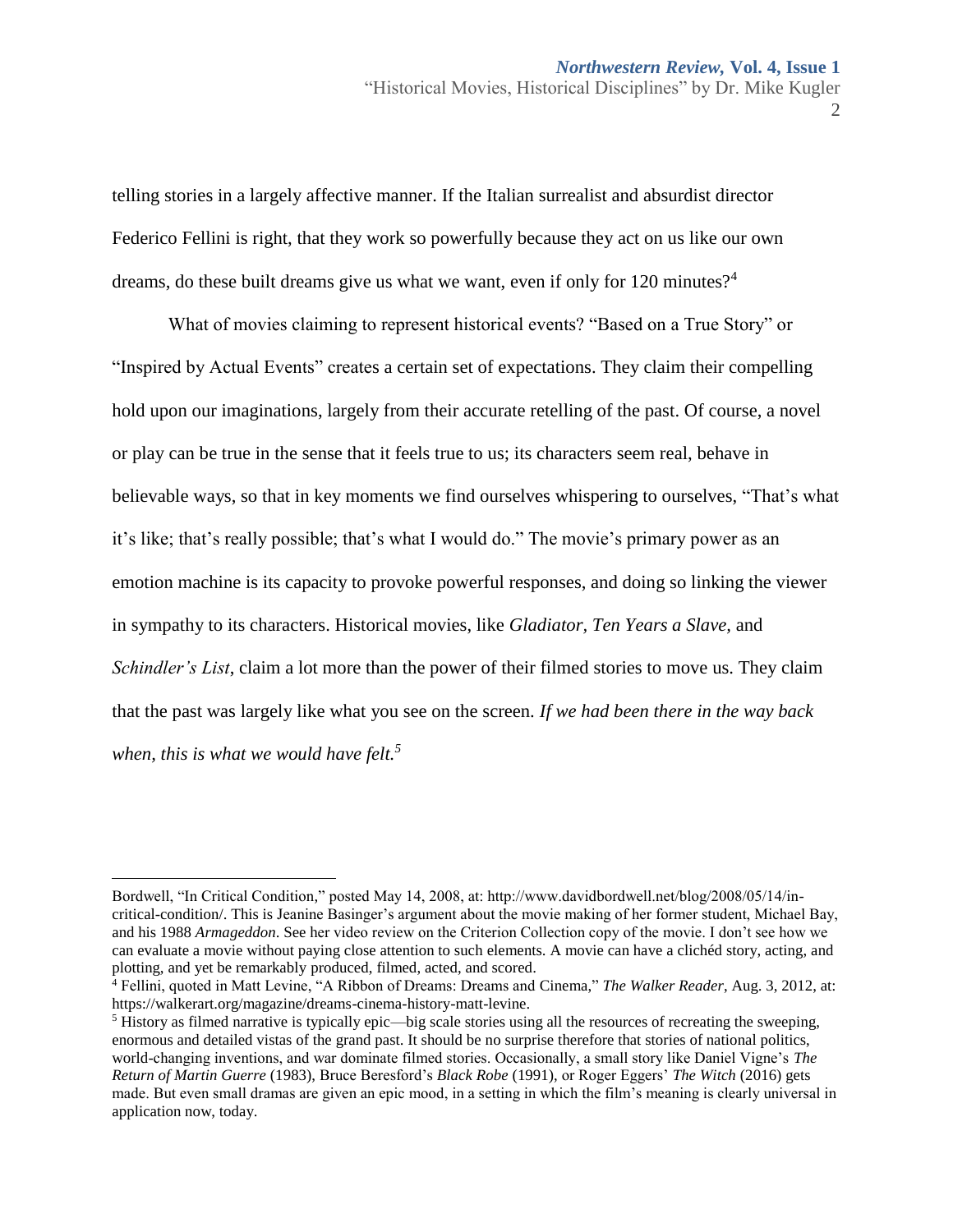telling stories in a largely affective manner. If the Italian surrealist and absurdist director Federico Fellini is right, that they work so powerfully because they act on us like our own dreams, do these built dreams give us what we want, even if only for 120 minutes?[4]

What of movies claiming to represent historical events? "Based on a True Story" or "Inspired by Actual Events" creates a certain set of expectations. They claim their compelling hold upon our imaginations, largely from their accurate retelling of the past. Of course, a novel or play can be true in the sense that it feels true to us; its characters seem real, behave in believable ways, so that in key moments we find ourselves whispering to ourselves, "That's what it's like; that's really possible; that's what I would do." The movie's primary power as an emotion machine is its capacity to provoke powerful responses, and doing so linking the viewer in sympathy to its characters. Historical movies, like *Gladiator*, *Ten Years a Slave*, and *Schindler's List*, claim a lot more than the power of their filmed stories to move us. They claim that the past was largely like what you see on the screen. *If we had been there in the way back when, this is what we would have felt.*[5]

---

Bordwell, "In Critical Condition," posted May 14, 2008, at: http://www.davidbordwell.net/blog/2008/05/14/in-critical-condition/. This is Jeanine Basinger's argument about the movie making of her former student, Michael Bay, and his 1988 *Armageddon*. See her video review on the Criterion Collection copy of the movie. I don't see how we can evaluate a movie without paying close attention to such elements. A movie can have a clichéd story, acting, and plotting, and yet be remarkably produced, filmed, acted, and scored.

[4] Fellini, quoted in Matt Levine, "A Ribbon of Dreams: Dreams and Cinema," *The Walker Reader*, Aug. 3, 2012, at: https://walkerart.org/magazine/dreams-cinema-history-matt-levine.

[5] History as filmed narrative is typically epic—big scale stories using all the resources of recreating the sweeping, enormous and detailed vistas of the grand past. It should be no surprise therefore that stories of national politics, world-changing inventions, and war dominate filmed stories. Occasionally, a small story like Daniel Vigne's *The Return of Martin Guerre* (1983), Bruce Beresford's *Black Robe* (1991), or Roger Eggers' *The Witch* (2016) gets made. But even small dramas are given an epic mood, in a setting in which the film's meaning is clearly universal in application now, today.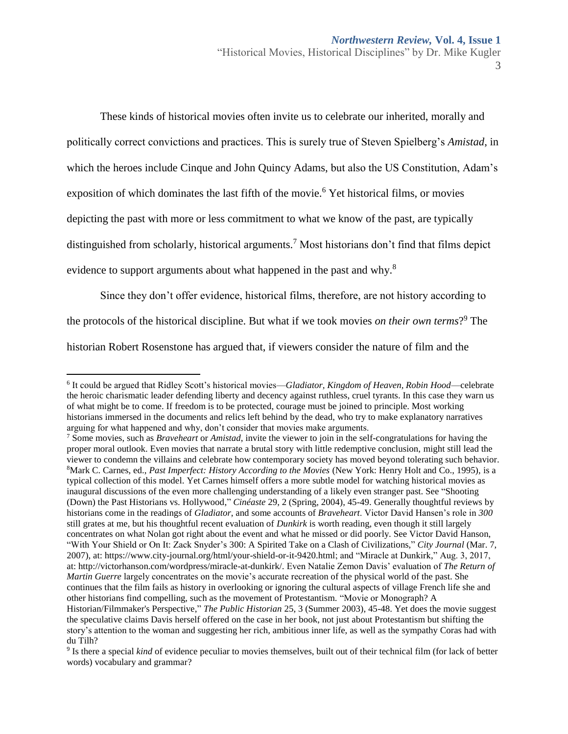These kinds of historical movies often invite us to celebrate our inherited, morally and politically correct convictions and practices. This is surely true of Steven Spielberg's *Amistad*, in which the heroes include Cinque and John Quincy Adams, but also the US Constitution, Adam's exposition of which dominates the last fifth of the movie.[6] Yet historical films, or movies depicting the past with more or less commitment to what we know of the past, are typically distinguished from scholarly, historical arguments.[7] Most historians don't find that films depict evidence to support arguments about what happened in the past and why.[8]

Since they don't offer evidence, historical films, therefore, are not history according to the protocols of the historical discipline. But what if we took movies *on their own terms*?[9] The historian Robert Rosenstone has argued that, if viewers consider the nature of film and the

---

[6] It could be argued that Ridley Scott's historical movies—*Gladiator, Kingdom of Heaven, Robin Hood*—celebrate the heroic charismatic leader defending liberty and decency against ruthless, cruel tyrants. In this case they warn us of what might be to come. If freedom is to be protected, courage must be joined to principle. Most working historians immersed in the documents and relics left behind by the dead, who try to make explanatory narratives arguing for what happened and why, don't consider that movies make arguments.

[7] Some movies, such as *Braveheart* or *Amistad*, invite the viewer to join in the self-congratulations for having the proper moral outlook. Even movies that narrate a brutal story with little redemptive conclusion, might still lead the viewer to condemn the villains and celebrate how contemporary society has moved beyond tolerating such behavior.

[8] Mark C. Carnes, ed., *Past Imperfect: History According to the Movies* (New York: Henry Holt and Co., 1995), is a typical collection of this model. Yet Carnes himself offers a more subtle model for watching historical movies as inaugural discussions of the even more challenging understanding of a likely even stranger past. See "Shooting (Down) the Past Historians vs. Hollywood," *Cinéaste* 29, 2 (Spring, 2004), 45-49. Generally thoughtful reviews by historians come in the readings of *Gladiator*, and some accounts of *Braveheart*. Victor David Hansen's role in *300* still grates at me, but his thoughtful recent evaluation of *Dunkirk* is worth reading, even though it still largely concentrates on what Nolan got right about the event and what he missed or did poorly. See Victor David Hanson, "With Your Shield or On It: Zack Snyder's 300: A Spirited Take on a Clash of Civilizations," *City Journal* (Mar. 7, 2007), at: https://www.city-journal.org/html/your-shield-or-it-9420.html; and "Miracle at Dunkirk," Aug. 3, 2017, at: http://victorhanson.com/wordpress/miracle-at-dunkirk/. Even Natalie Zemon Davis' evaluation of *The Return of Martin Guerre* largely concentrates on the movie's accurate recreation of the physical world of the past. She continues that the film fails as history in overlooking or ignoring the cultural aspects of village French life she and other historians find compelling, such as the movement of Protestantism. "Movie or Monograph? A Historian/Filmmaker's Perspective," *The Public Historian* 25, 3 (Summer 2003), 45-48. Yet does the movie suggest the speculative claims Davis herself offered on the case in her book, not just about Protestantism but shifting the story's attention to the woman and suggesting her rich, ambitious inner life, as well as the sympathy Coras had with du Tilh?

[9] Is there a special *kind* of evidence peculiar to movies themselves, built out of their technical film (for lack of better words) vocabulary and grammar?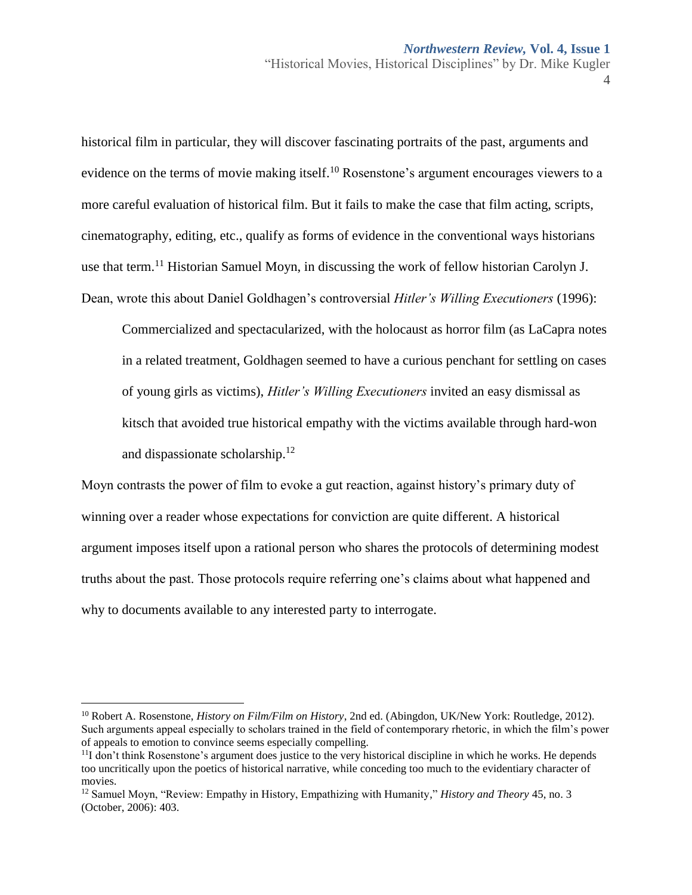historical film in particular, they will discover fascinating portraits of the past, arguments and evidence on the terms of movie making itself.[10] Rosenstone's argument encourages viewers to a more careful evaluation of historical film. But it fails to make the case that film acting, scripts, cinematography, editing, etc., qualify as forms of evidence in the conventional ways historians use that term.[11] Historian Samuel Moyn, in discussing the work of fellow historian Carolyn J. Dean, wrote this about Daniel Goldhagen's controversial *Hitler's Willing Executioners* (1996):

> Commercialized and spectacularized, with the holocaust as horror film (as LaCapra notes in a related treatment, Goldhagen seemed to have a curious penchant for settling on cases of young girls as victims), *Hitler's Willing Executioners* invited an easy dismissal as kitsch that avoided true historical empathy with the victims available through hard-won and dispassionate scholarship.[12]

Moyn contrasts the power of film to evoke a gut reaction, against history's primary duty of winning over a reader whose expectations for conviction are quite different. A historical argument imposes itself upon a rational person who shares the protocols of determining modest truths about the past. Those protocols require referring one's claims about what happened and why to documents available to any interested party to interrogate.

---

[10] Robert A. Rosenstone, *History on Film/Film on History*, 2nd ed. (Abingdon, UK/New York: Routledge, 2012). Such arguments appeal especially to scholars trained in the field of contemporary rhetoric, in which the film's power of appeals to emotion to convince seems especially compelling.

[11] I don't think Rosenstone's argument does justice to the very historical discipline in which he works. He depends too uncritically upon the poetics of historical narrative, while conceding too much to the evidentiary character of movies.

[12] Samuel Moyn, "Review: Empathy in History, Empathizing with Humanity," *History and Theory* 45, no. 3 (October, 2006): 403.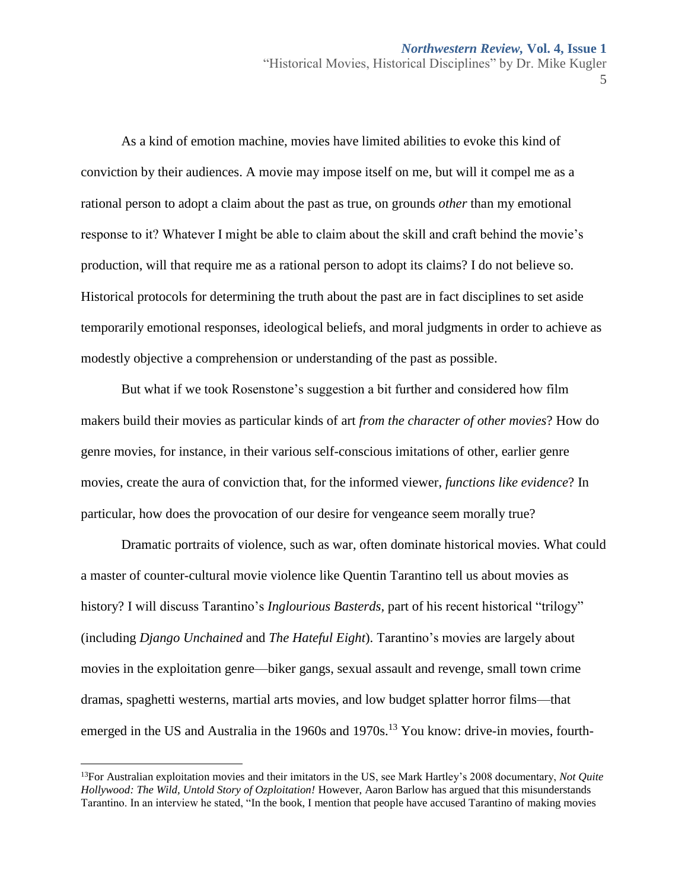As a kind of emotion machine, movies have limited abilities to evoke this kind of conviction by their audiences. A movie may impose itself on me, but will it compel me as a rational person to adopt a claim about the past as true, on grounds *other* than my emotional response to it? Whatever I might be able to claim about the skill and craft behind the movie's production, will that require me as a rational person to adopt its claims? I do not believe so. Historical protocols for determining the truth about the past are in fact disciplines to set aside temporarily emotional responses, ideological beliefs, and moral judgments in order to achieve as modestly objective a comprehension or understanding of the past as possible.

But what if we took Rosenstone's suggestion a bit further and considered how film makers build their movies as particular kinds of art *from the character of other movies*? How do genre movies, for instance, in their various self-conscious imitations of other, earlier genre movies, create the aura of conviction that, for the informed viewer, *functions like evidence*? In particular, how does the provocation of our desire for vengeance seem morally true?

Dramatic portraits of violence, such as war, often dominate historical movies. What could a master of counter-cultural movie violence like Quentin Tarantino tell us about movies as history? I will discuss Tarantino's *Inglourious Basterds*, part of his recent historical "trilogy" (including *Django Unchained* and *The Hateful Eight*). Tarantino's movies are largely about movies in the exploitation genre—biker gangs, sexual assault and revenge, small town crime dramas, spaghetti westerns, martial arts movies, and low budget splatter horror films—that emerged in the US and Australia in the 1960s and 1970s.[13] You know: drive-in movies, fourth-

---

[13]For Australian exploitation movies and their imitators in the US, see Mark Hartley's 2008 documentary, *Not Quite Hollywood: The Wild, Untold Story of Ozploitation!* However, Aaron Barlow has argued that this misunderstands Tarantino. In an interview he stated, "In the book, I mention that people have accused Tarantino of making movies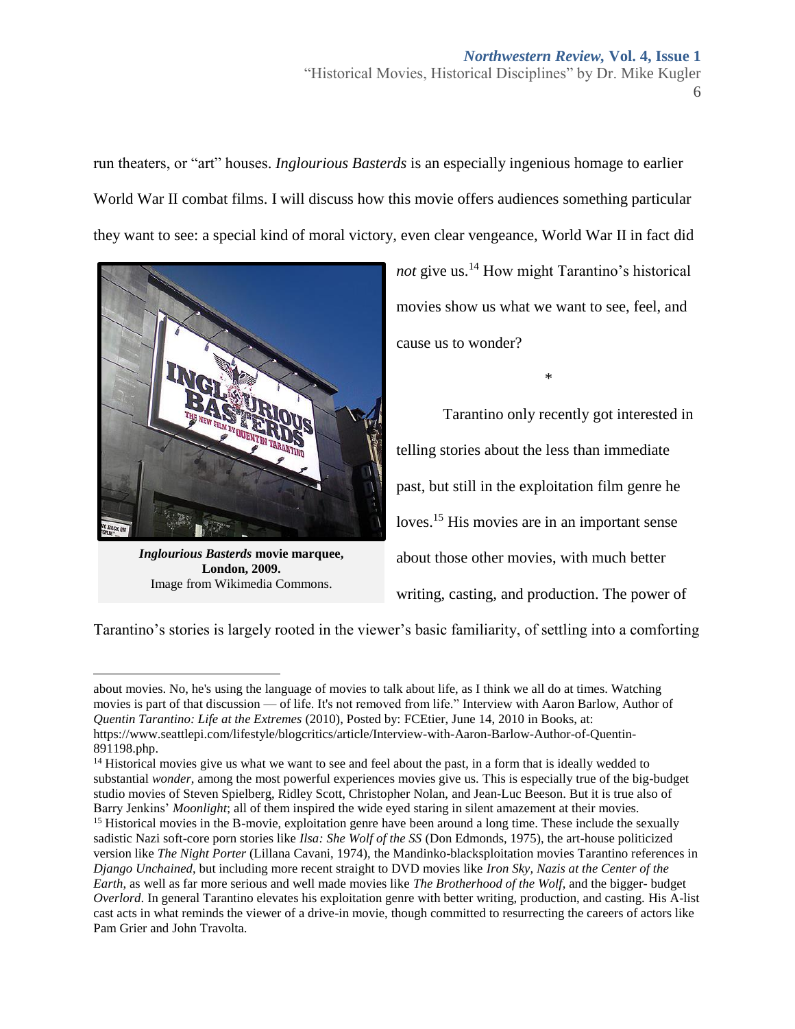run theaters, or "art" houses. *Inglourious Basterds* is an especially ingenious homage to earlier World War II combat films. I will discuss how this movie offers audiences something particular they want to see: a special kind of moral victory, even clear vengeance, World War II in fact did *not* give us.[14] How might Tarantino's historical movies show us what we want to see, feel, and cause us to wonder?

***Inglourious Basterds* movie marquee, London, 2009.**
Image from Wikimedia Commons.

<p align="center">*</p>

Tarantino only recently got interested in telling stories about the less than immediate past, but still in the exploitation film genre he loves.[15] His movies are in an important sense about those other movies, with much better writing, casting, and production. The power of Tarantino's stories is largely rooted in the viewer's basic familiarity, of settling into a comforting

---

about movies. No, he's using the language of movies to talk about life, as I think we all do at times. Watching movies is part of that discussion — of life. It's not removed from life." Interview with Aaron Barlow, Author of *Quentin Tarantino: Life at the Extremes* (2010), Posted by: FCEtier, June 14, 2010 in Books, at: https://www.seattlepi.com/lifestyle/blogcritics/article/Interview-with-Aaron-Barlow-Author-of-Quentin-891198.php.

[14] Historical movies give us what we want to see and feel about the past, in a form that is ideally wedded to substantial *wonder*, among the most powerful experiences movies give us. This is especially true of the big-budget studio movies of Steven Spielberg, Ridley Scott, Christopher Nolan, and Jean-Luc Beeson. But it is true also of Barry Jenkins' *Moonlight*; all of them inspired the wide eyed staring in silent amazement at their movies.

[15] Historical movies in the B-movie, exploitation genre have been around a long time. These include the sexually sadistic Nazi soft-core porn stories like *Ilsa: She Wolf of the SS* (Don Edmonds, 1975), the art-house politicized version like *The Night Porter* (Lillana Cavani, 1974), the Mandinko-blacksploitation movies Tarantino references in *Django Unchained*, but including more recent straight to DVD movies like *Iron Sky, Nazis at the Center of the Earth*, as well as far more serious and well made movies like *The Brotherhood of the Wolf*, and the bigger- budget *Overlord*. In general Tarantino elevates his exploitation genre with better writing, production, and casting. His A-list cast acts in what reminds the viewer of a drive-in movie, though committed to resurrecting the careers of actors like Pam Grier and John Travolta.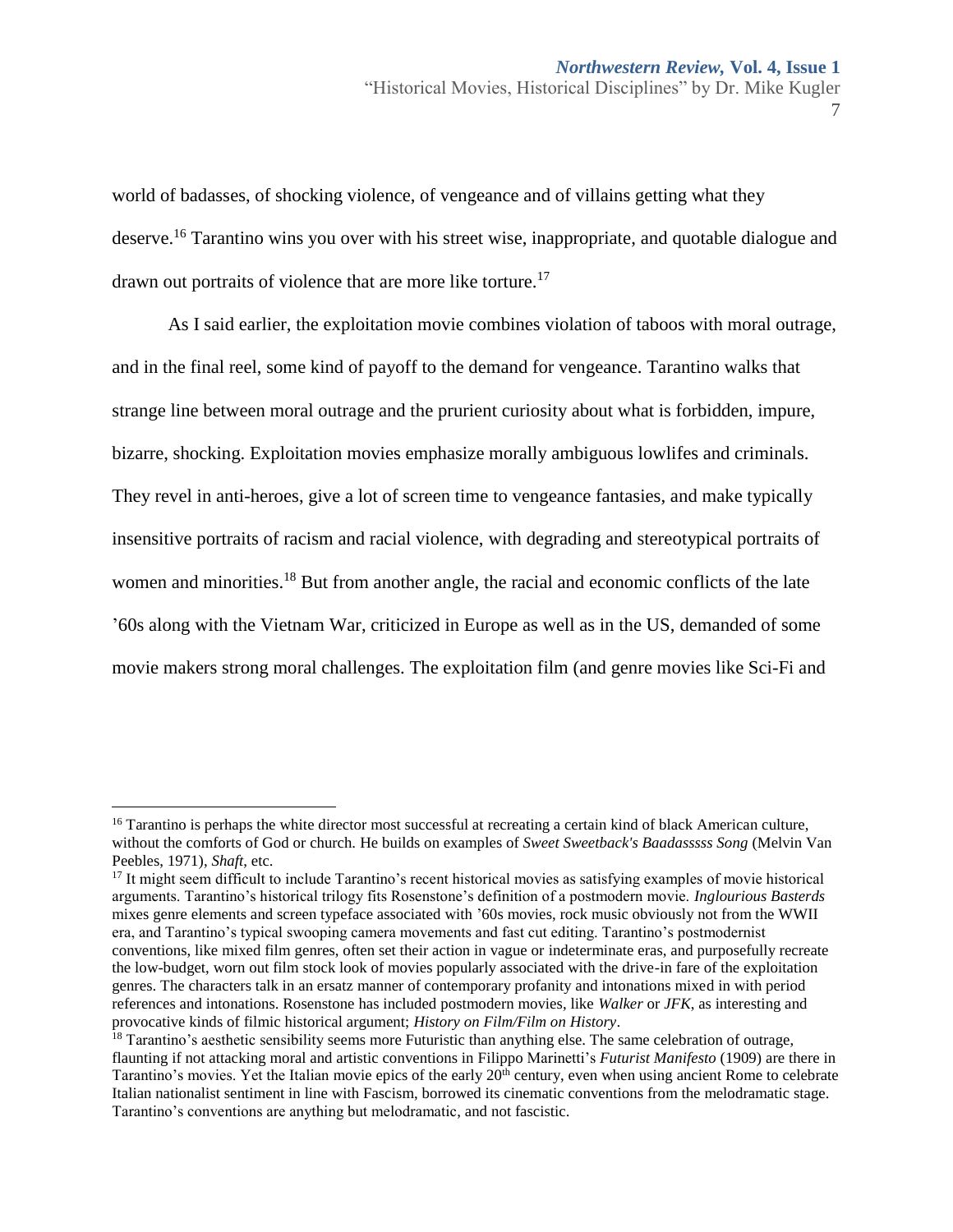world of badasses, of shocking violence, of vengeance and of villains getting what they deserve.[16] Tarantino wins you over with his street wise, inappropriate, and quotable dialogue and drawn out portraits of violence that are more like torture.[17]

As I said earlier, the exploitation movie combines violation of taboos with moral outrage, and in the final reel, some kind of payoff to the demand for vengeance. Tarantino walks that strange line between moral outrage and the prurient curiosity about what is forbidden, impure, bizarre, shocking. Exploitation movies emphasize morally ambiguous lowlifes and criminals. They revel in anti-heroes, give a lot of screen time to vengeance fantasies, and make typically insensitive portraits of racism and racial violence, with degrading and stereotypical portraits of women and minorities.[18] But from another angle, the racial and economic conflicts of the late '60s along with the Vietnam War, criticized in Europe as well as in the US, demanded of some movie makers strong moral challenges. The exploitation film (and genre movies like Sci-Fi and

---

[16] Tarantino is perhaps the white director most successful at recreating a certain kind of black American culture, without the comforts of God or church. He builds on examples of *Sweet Sweetback's Baadasssss Song* (Melvin Van Peebles, 1971), *Shaft*, etc.

[17] It might seem difficult to include Tarantino's recent historical movies as satisfying examples of movie historical arguments. Tarantino's historical trilogy fits Rosenstone's definition of a postmodern movie. *Inglourious Basterds* mixes genre elements and screen typeface associated with '60s movies, rock music obviously not from the WWII era, and Tarantino's typical swooping camera movements and fast cut editing. Tarantino's postmodernist conventions, like mixed film genres, often set their action in vague or indeterminate eras, and purposefully recreate the low-budget, worn out film stock look of movies popularly associated with the drive-in fare of the exploitation genres. The characters talk in an ersatz manner of contemporary profanity and intonations mixed in with period references and intonations. Rosenstone has included postmodern movies, like *Walker* or *JFK*, as interesting and provocative kinds of filmic historical argument; *History on Film/Film on History*.

[18] Tarantino's aesthetic sensibility seems more Futuristic than anything else. The same celebration of outrage, flaunting if not attacking moral and artistic conventions in Filippo Marinetti's *Futurist Manifesto* (1909) are there in Tarantino's movies. Yet the Italian movie epics of the early 20th century, even when using ancient Rome to celebrate Italian nationalist sentiment in line with Fascism, borrowed its cinematic conventions from the melodramatic stage. Tarantino's conventions are anything but melodramatic, and not fascistic.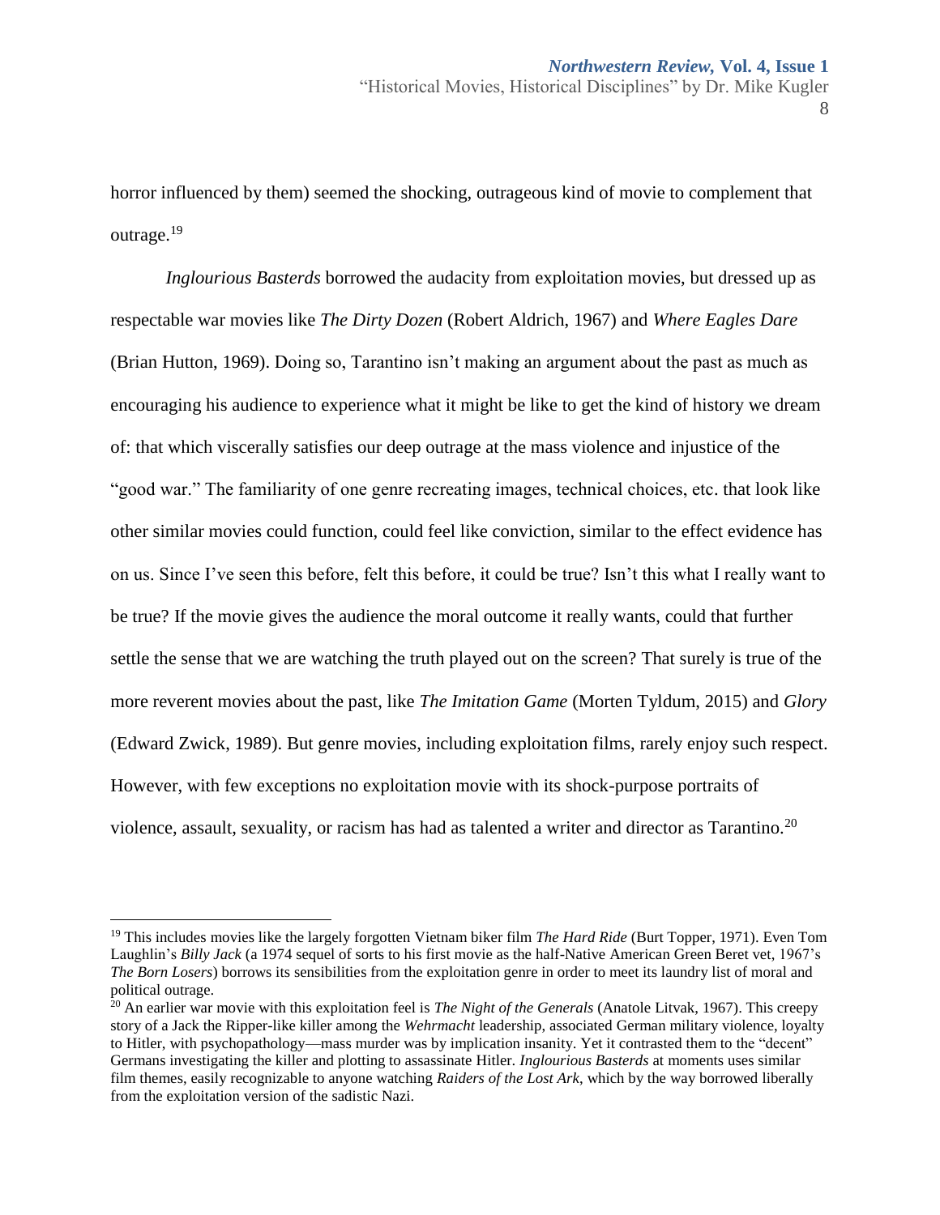horror influenced by them) seemed the shocking, outrageous kind of movie to complement that outrage.[19]

*Inglourious Basterds* borrowed the audacity from exploitation movies, but dressed up as respectable war movies like *The Dirty Dozen* (Robert Aldrich, 1967) and *Where Eagles Dare* (Brian Hutton, 1969). Doing so, Tarantino isn't making an argument about the past as much as encouraging his audience to experience what it might be like to get the kind of history we dream of: that which viscerally satisfies our deep outrage at the mass violence and injustice of the "good war." The familiarity of one genre recreating images, technical choices, etc. that look like other similar movies could function, could feel like conviction, similar to the effect evidence has on us. Since I've seen this before, felt this before, it could be true? Isn't this what I really want to be true? If the movie gives the audience the moral outcome it really wants, could that further settle the sense that we are watching the truth played out on the screen? That surely is true of the more reverent movies about the past, like *The Imitation Game* (Morten Tyldum, 2015) and *Glory* (Edward Zwick, 1989). But genre movies, including exploitation films, rarely enjoy such respect. However, with few exceptions no exploitation movie with its shock-purpose portraits of violence, assault, sexuality, or racism has had as talented a writer and director as Tarantino.[20]

---

[19] This includes movies like the largely forgotten Vietnam biker film *The Hard Ride* (Burt Topper, 1971). Even Tom Laughlin's *Billy Jack* (a 1974 sequel of sorts to his first movie as the half-Native American Green Beret vet, 1967's *The Born Losers*) borrows its sensibilities from the exploitation genre in order to meet its laundry list of moral and political outrage.

[20] An earlier war movie with this exploitation feel is *The Night of the Generals* (Anatole Litvak, 1967). This creepy story of a Jack the Ripper-like killer among the *Wehrmacht* leadership, associated German military violence, loyalty to Hitler, with psychopathology—mass murder was by implication insanity. Yet it contrasted them to the "decent" Germans investigating the killer and plotting to assassinate Hitler. *Inglourious Basterds* at moments uses similar film themes, easily recognizable to anyone watching *Raiders of the Lost Ark*, which by the way borrowed liberally from the exploitation version of the sadistic Nazi.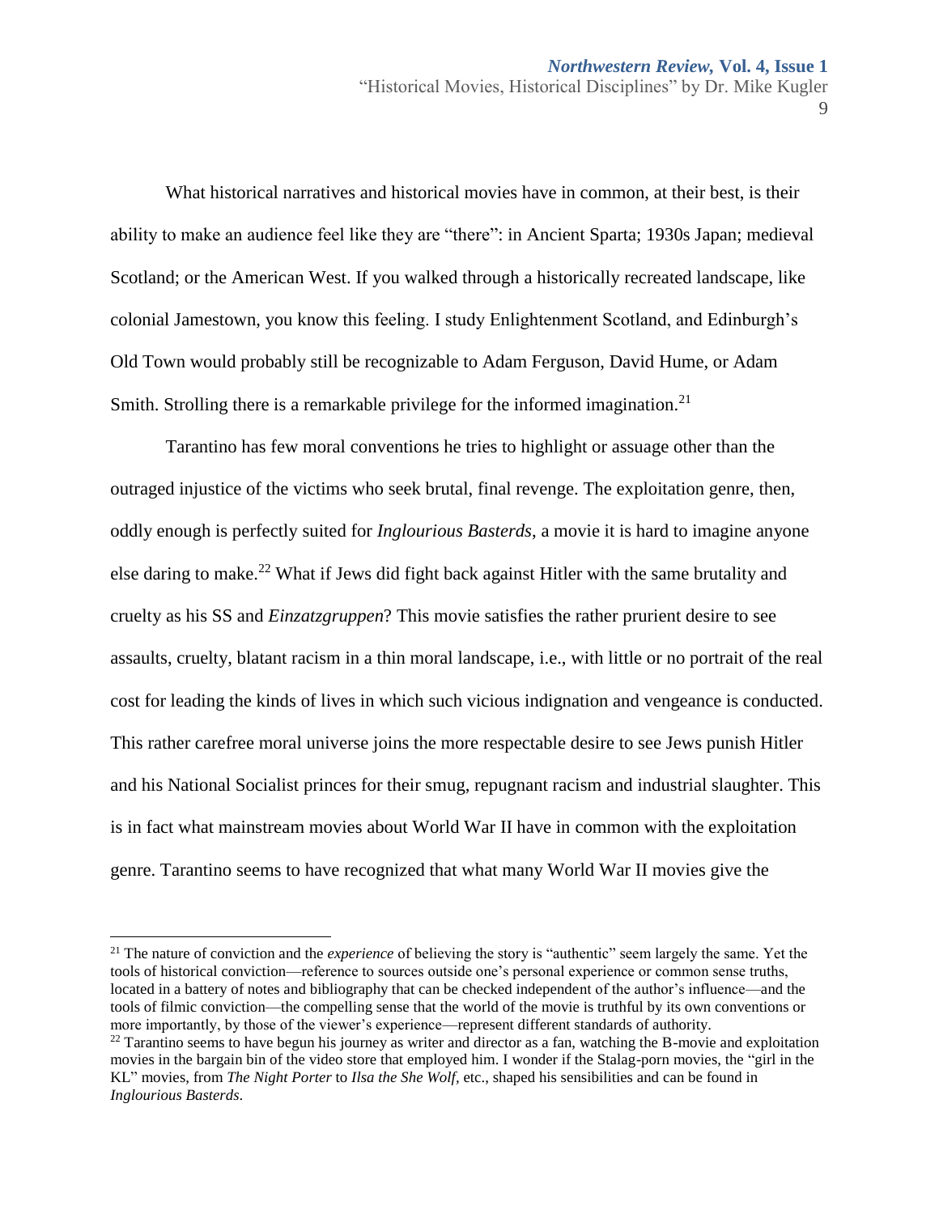What historical narratives and historical movies have in common, at their best, is their ability to make an audience feel like they are "there": in Ancient Sparta; 1930s Japan; medieval Scotland; or the American West. If you walked through a historically recreated landscape, like colonial Jamestown, you know this feeling. I study Enlightenment Scotland, and Edinburgh's Old Town would probably still be recognizable to Adam Ferguson, David Hume, or Adam Smith. Strolling there is a remarkable privilege for the informed imagination.[21]

Tarantino has few moral conventions he tries to highlight or assuage other than the outraged injustice of the victims who seek brutal, final revenge. The exploitation genre, then, oddly enough is perfectly suited for *Inglourious Basterds*, a movie it is hard to imagine anyone else daring to make.[22] What if Jews did fight back against Hitler with the same brutality and cruelty as his SS and *Einzatzgruppen*? This movie satisfies the rather prurient desire to see assaults, cruelty, blatant racism in a thin moral landscape, i.e., with little or no portrait of the real cost for leading the kinds of lives in which such vicious indignation and vengeance is conducted. This rather carefree moral universe joins the more respectable desire to see Jews punish Hitler and his National Socialist princes for their smug, repugnant racism and industrial slaughter. This is in fact what mainstream movies about World War II have in common with the exploitation genre. Tarantino seems to have recognized that what many World War II movies give the

---

[21] The nature of conviction and the *experience* of believing the story is "authentic" seem largely the same. Yet the tools of historical conviction—reference to sources outside one's personal experience or common sense truths, located in a battery of notes and bibliography that can be checked independent of the author's influence—and the tools of filmic conviction—the compelling sense that the world of the movie is truthful by its own conventions or more importantly, by those of the viewer's experience—represent different standards of authority.

[22] Tarantino seems to have begun his journey as writer and director as a fan, watching the B-movie and exploitation movies in the bargain bin of the video store that employed him. I wonder if the Stalag-porn movies, the "girl in the KL" movies, from *The Night Porter* to *Ilsa the She Wolf*, etc., shaped his sensibilities and can be found in *Inglourious Basterds*.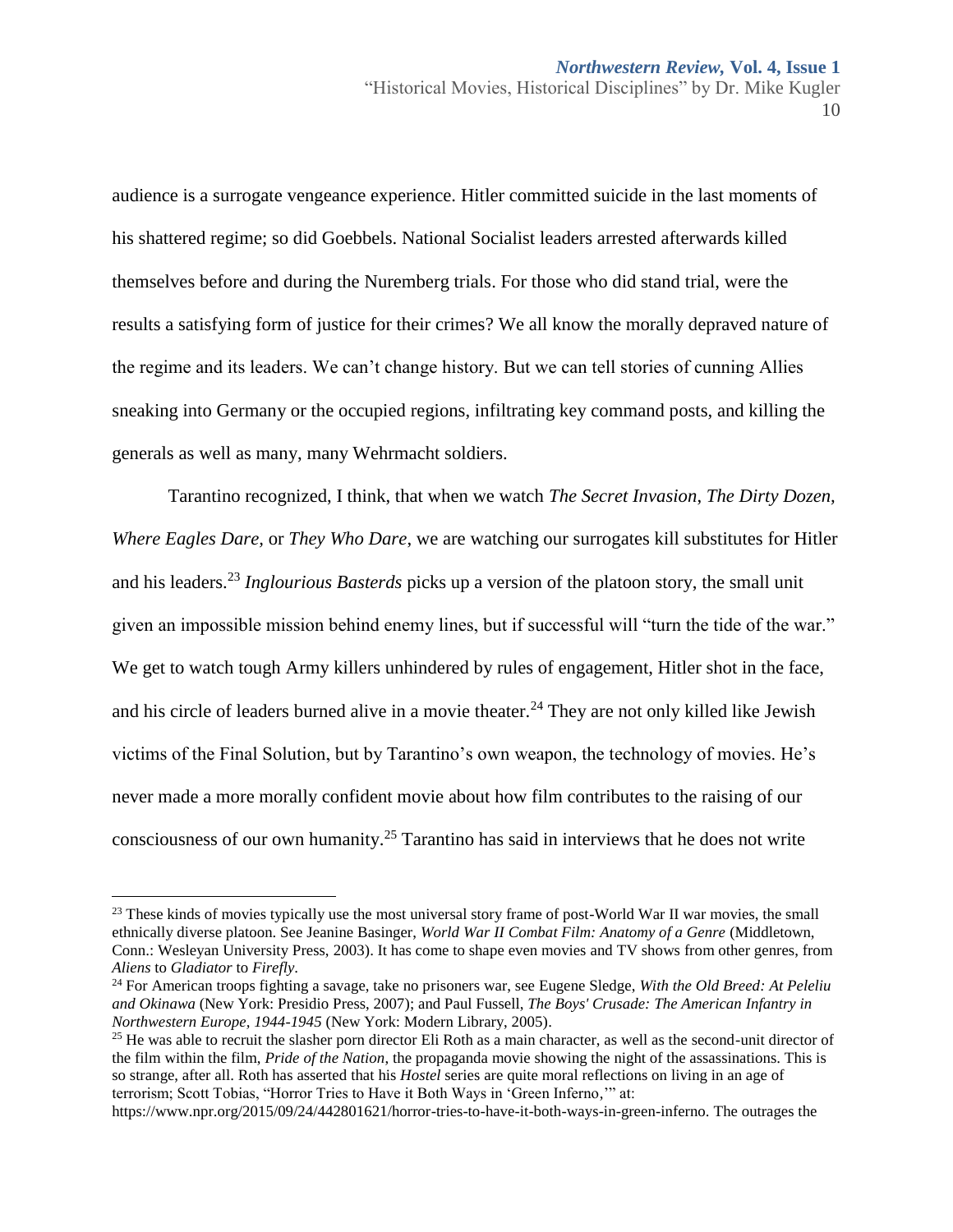audience is a surrogate vengeance experience. Hitler committed suicide in the last moments of his shattered regime; so did Goebbels. National Socialist leaders arrested afterwards killed themselves before and during the Nuremberg trials. For those who did stand trial, were the results a satisfying form of justice for their crimes? We all know the morally depraved nature of the regime and its leaders. We can't change history. But we can tell stories of cunning Allies sneaking into Germany or the occupied regions, infiltrating key command posts, and killing the generals as well as many, many Wehrmacht soldiers.

Tarantino recognized, I think, that when we watch *The Secret Invasion*, *The Dirty Dozen*, *Where Eagles Dare,* or *They Who Dare*, we are watching our surrogates kill substitutes for Hitler and his leaders.[23] *Inglourious Basterds* picks up a version of the platoon story, the small unit given an impossible mission behind enemy lines, but if successful will "turn the tide of the war." We get to watch tough Army killers unhindered by rules of engagement, Hitler shot in the face, and his circle of leaders burned alive in a movie theater.[24] They are not only killed like Jewish victims of the Final Solution, but by Tarantino's own weapon, the technology of movies. He's never made a more morally confident movie about how film contributes to the raising of our consciousness of our own humanity.[25] Tarantino has said in interviews that he does not write

---

[23] These kinds of movies typically use the most universal story frame of post-World War II war movies, the small ethnically diverse platoon. See Jeanine Basinger, *World War II Combat Film: Anatomy of a Genre* (Middletown, Conn.: Wesleyan University Press, 2003). It has come to shape even movies and TV shows from other genres, from *Aliens* to *Gladiator* to *Firefly*.

[24] For American troops fighting a savage, take no prisoners war, see Eugene Sledge, *With the Old Breed: At Peleliu and Okinawa* (New York: Presidio Press, 2007); and Paul Fussell, *The Boys' Crusade: The American Infantry in Northwestern Europe, 1944-1945* (New York: Modern Library, 2005).

[25] He was able to recruit the slasher porn director Eli Roth as a main character, as well as the second-unit director of the film within the film, *Pride of the Nation*, the propaganda movie showing the night of the assassinations. This is so strange, after all. Roth has asserted that his *Hostel* series are quite moral reflections on living in an age of terrorism; Scott Tobias, "Horror Tries to Have it Both Ways in 'Green Inferno,'" at: https://www.npr.org/2015/09/24/442801621/horror-tries-to-have-it-both-ways-in-green-inferno. The outrages the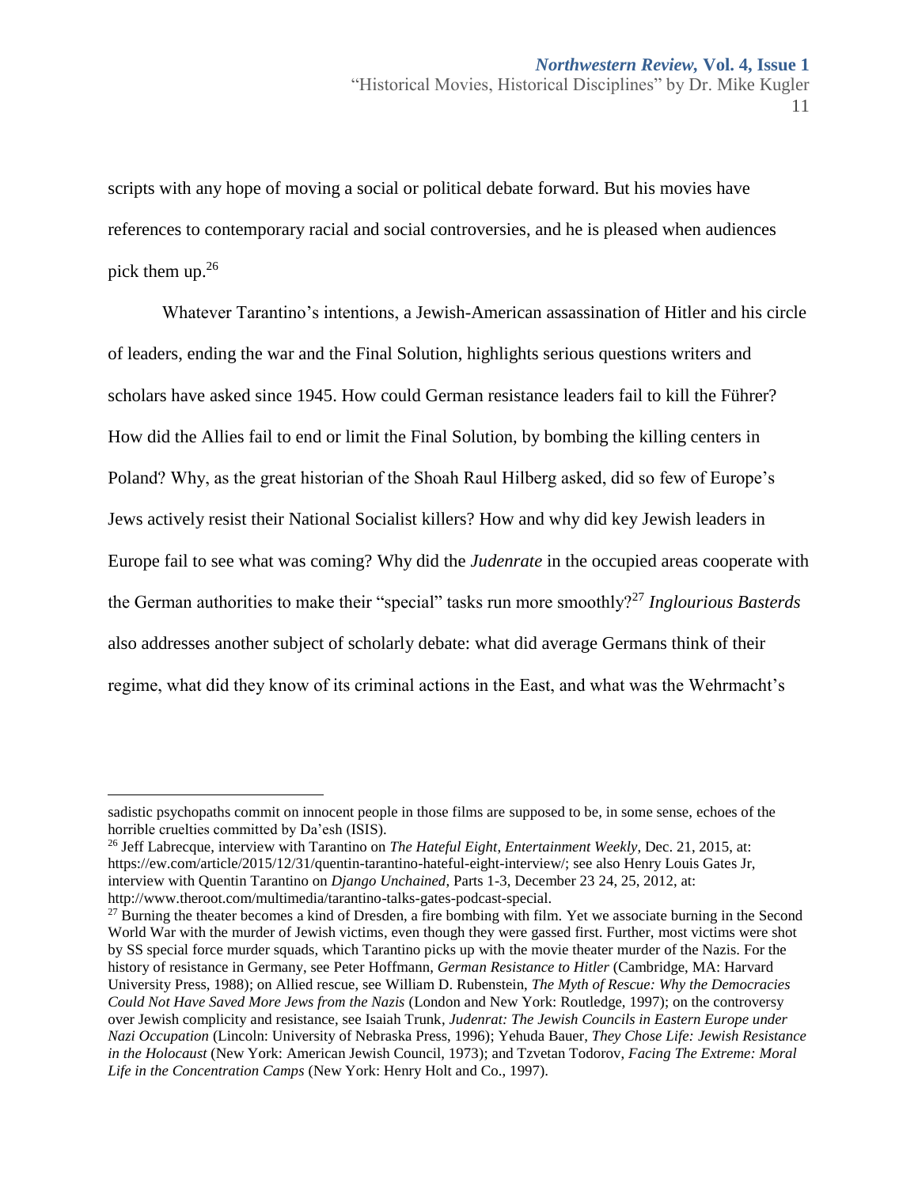scripts with any hope of moving a social or political debate forward. But his movies have references to contemporary racial and social controversies, and he is pleased when audiences pick them up.[26]

Whatever Tarantino's intentions, a Jewish-American assassination of Hitler and his circle of leaders, ending the war and the Final Solution, highlights serious questions writers and scholars have asked since 1945. How could German resistance leaders fail to kill the Führer? How did the Allies fail to end or limit the Final Solution, by bombing the killing centers in Poland? Why, as the great historian of the Shoah Raul Hilberg asked, did so few of Europe's Jews actively resist their National Socialist killers? How and why did key Jewish leaders in Europe fail to see what was coming? Why did the *Judenrate* in the occupied areas cooperate with the German authorities to make their "special" tasks run more smoothly?[27] *Inglourious Basterds* also addresses another subject of scholarly debate: what did average Germans think of their regime, what did they know of its criminal actions in the East, and what was the Wehrmacht's

---

sadistic psychopaths commit on innocent people in those films are supposed to be, in some sense, echoes of the horrible cruelties committed by Da'esh (ISIS).

[26] Jeff Labrecque, interview with Tarantino on *The Hateful Eight*, *Entertainment Weekly*, Dec. 21, 2015, at: https://ew.com/article/2015/12/31/quentin-tarantino-hateful-eight-interview/; see also Henry Louis Gates Jr, interview with Quentin Tarantino on *Django Unchained*, Parts 1-3, December 23 24, 25, 2012, at: http://www.theroot.com/multimedia/tarantino-talks-gates-podcast-special.

[27] Burning the theater becomes a kind of Dresden, a fire bombing with film. Yet we associate burning in the Second World War with the murder of Jewish victims, even though they were gassed first. Further, most victims were shot by SS special force murder squads, which Tarantino picks up with the movie theater murder of the Nazis. For the history of resistance in Germany, see Peter Hoffmann, *German Resistance to Hitler* (Cambridge, MA: Harvard University Press, 1988); on Allied rescue, see William D. Rubenstein, *The Myth of Rescue: Why the Democracies Could Not Have Saved More Jews from the Nazis* (London and New York: Routledge, 1997); on the controversy over Jewish complicity and resistance, see Isaiah Trunk, *Judenrat: The Jewish Councils in Eastern Europe under Nazi Occupation* (Lincoln: University of Nebraska Press, 1996); Yehuda Bauer, *They Chose Life: Jewish Resistance in the Holocaust* (New York: American Jewish Council, 1973); and Tzvetan Todorov, *Facing The Extreme: Moral Life in the Concentration Camps* (New York: Henry Holt and Co., 1997).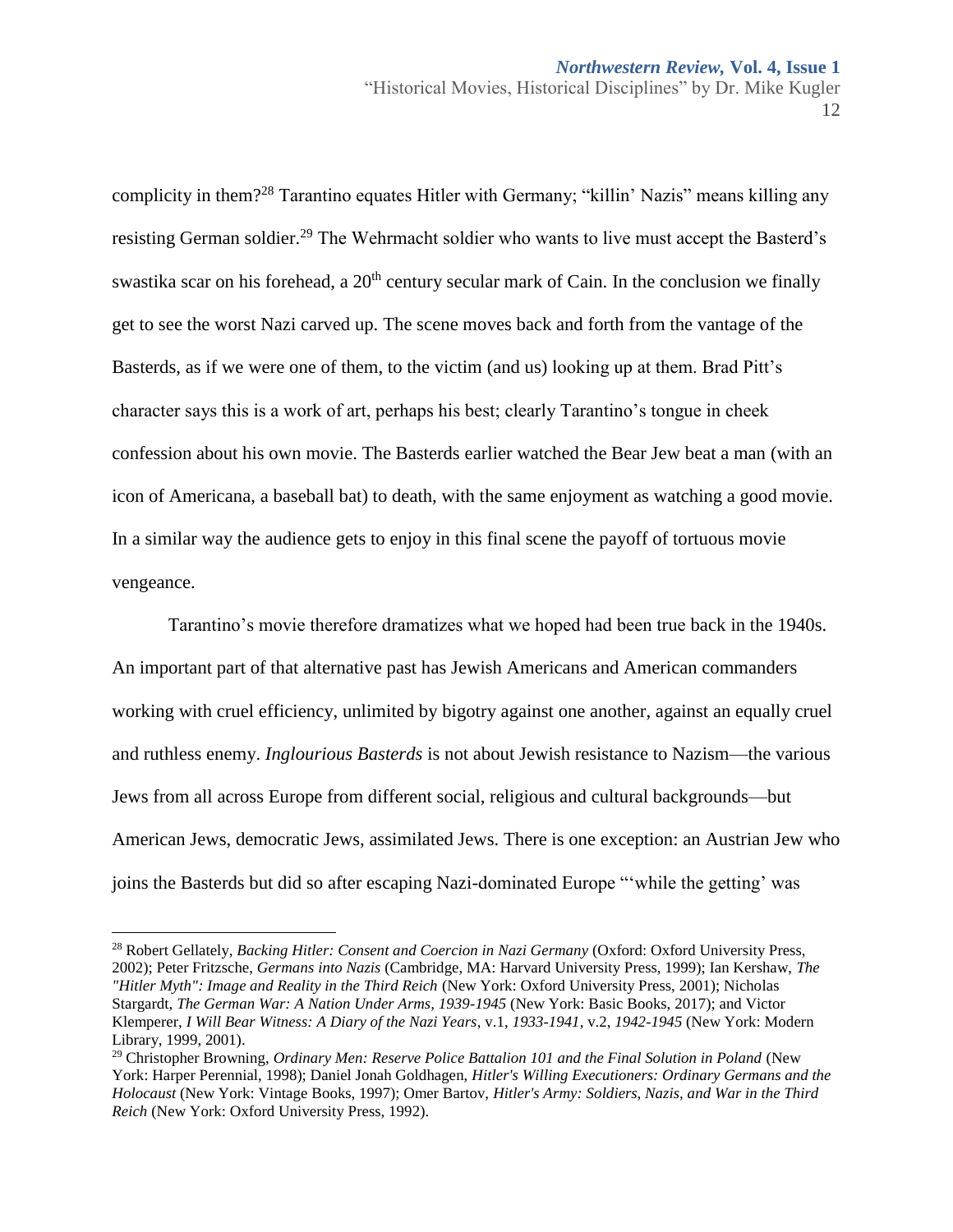complicity in them?[28] Tarantino equates Hitler with Germany; "killin' Nazis" means killing any resisting German soldier.[29] The Wehrmacht soldier who wants to live must accept the Basterd's swastika scar on his forehead, a 20th century secular mark of Cain. In the conclusion we finally get to see the worst Nazi carved up. The scene moves back and forth from the vantage of the Basterds, as if we were one of them, to the victim (and us) looking up at them. Brad Pitt's character says this is a work of art, perhaps his best; clearly Tarantino's tongue in cheek confession about his own movie. The Basterds earlier watched the Bear Jew beat a man (with an icon of Americana, a baseball bat) to death, with the same enjoyment as watching a good movie. In a similar way the audience gets to enjoy in this final scene the payoff of tortuous movie vengeance.

Tarantino's movie therefore dramatizes what we hoped had been true back in the 1940s. An important part of that alternative past has Jewish Americans and American commanders working with cruel efficiency, unlimited by bigotry against one another, against an equally cruel and ruthless enemy. *Inglourious Basterds* is not about Jewish resistance to Nazism—the various Jews from all across Europe from different social, religious and cultural backgrounds—but American Jews, democratic Jews, assimilated Jews. There is one exception: an Austrian Jew who joins the Basterds but did so after escaping Nazi-dominated Europe "'while the getting' was

---

[28] Robert Gellately, *Backing Hitler: Consent and Coercion in Nazi Germany* (Oxford: Oxford University Press, 2002); Peter Fritzsche, *Germans into Nazis* (Cambridge, MA: Harvard University Press, 1999); Ian Kershaw, *The "Hitler Myth": Image and Reality in the Third Reich* (New York: Oxford University Press, 2001); Nicholas Stargardt, *The German War: A Nation Under Arms, 1939-1945* (New York: Basic Books, 2017); and Victor Klemperer, *I Will Bear Witness: A Diary of the Nazi Years*, v.1, *1933-1941*, v.2, *1942-1945* (New York: Modern Library, 1999, 2001).

[29] Christopher Browning, *Ordinary Men: Reserve Police Battalion 101 and the Final Solution in Poland* (New York: Harper Perennial, 1998); Daniel Jonah Goldhagen, *Hitler's Willing Executioners: Ordinary Germans and the Holocaust* (New York: Vintage Books, 1997); Omer Bartov, *Hitler's Army: Soldiers, Nazis, and War in the Third Reich* (New York: Oxford University Press, 1992).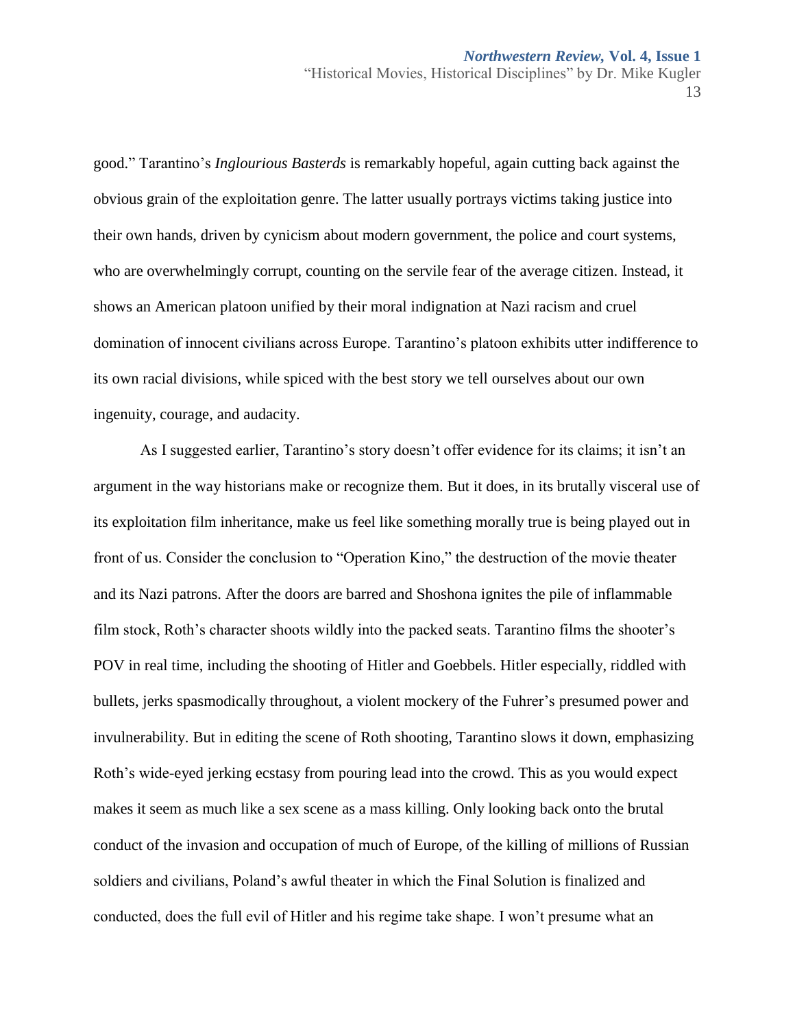good." Tarantino's *Inglourious Basterds* is remarkably hopeful, again cutting back against the obvious grain of the exploitation genre. The latter usually portrays victims taking justice into their own hands, driven by cynicism about modern government, the police and court systems, who are overwhelmingly corrupt, counting on the servile fear of the average citizen. Instead, it shows an American platoon unified by their moral indignation at Nazi racism and cruel domination of innocent civilians across Europe. Tarantino's platoon exhibits utter indifference to its own racial divisions, while spiced with the best story we tell ourselves about our own ingenuity, courage, and audacity.

As I suggested earlier, Tarantino's story doesn't offer evidence for its claims; it isn't an argument in the way historians make or recognize them. But it does, in its brutally visceral use of its exploitation film inheritance, make us feel like something morally true is being played out in front of us. Consider the conclusion to "Operation Kino," the destruction of the movie theater and its Nazi patrons. After the doors are barred and Shoshona ignites the pile of inflammable film stock, Roth's character shoots wildly into the packed seats. Tarantino films the shooter's POV in real time, including the shooting of Hitler and Goebbels. Hitler especially, riddled with bullets, jerks spasmodically throughout, a violent mockery of the Fuhrer's presumed power and invulnerability. But in editing the scene of Roth shooting, Tarantino slows it down, emphasizing Roth's wide-eyed jerking ecstasy from pouring lead into the crowd. This as you would expect makes it seem as much like a sex scene as a mass killing. Only looking back onto the brutal conduct of the invasion and occupation of much of Europe, of the killing of millions of Russian soldiers and civilians, Poland's awful theater in which the Final Solution is finalized and conducted, does the full evil of Hitler and his regime take shape. I won't presume what an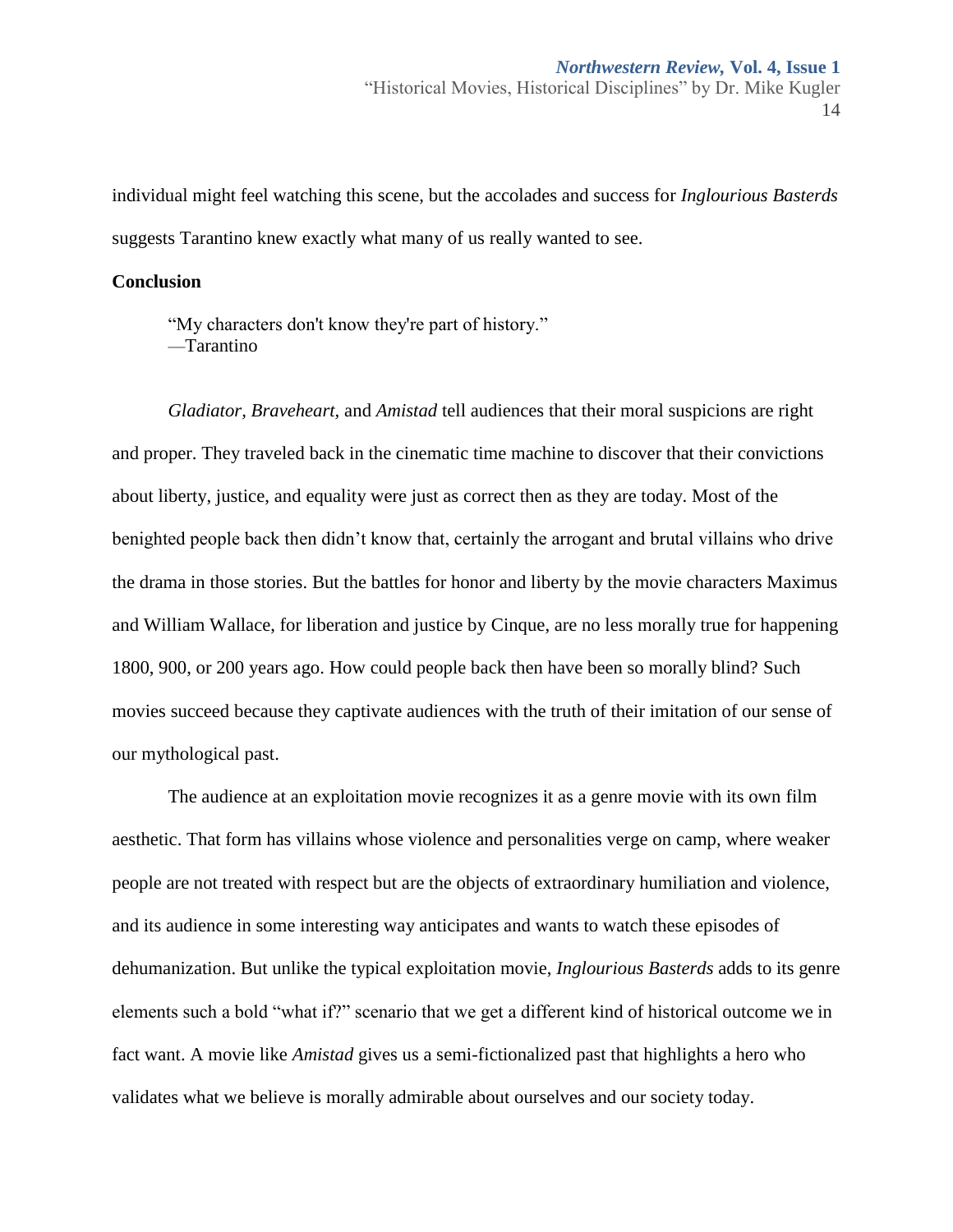individual might feel watching this scene, but the accolades and success for *Inglourious Basterds* suggests Tarantino knew exactly what many of us really wanted to see.

**Conclusion**

> "My characters don't know they're part of history."
> —Tarantino

*Gladiator, Braveheart,* and *Amistad* tell audiences that their moral suspicions are right and proper. They traveled back in the cinematic time machine to discover that their convictions about liberty, justice, and equality were just as correct then as they are today. Most of the benighted people back then didn't know that, certainly the arrogant and brutal villains who drive the drama in those stories. But the battles for honor and liberty by the movie characters Maximus and William Wallace, for liberation and justice by Cinque, are no less morally true for happening 1800, 900, or 200 years ago. How could people back then have been so morally blind? Such movies succeed because they captivate audiences with the truth of their imitation of our sense of our mythological past.

The audience at an exploitation movie recognizes it as a genre movie with its own film aesthetic. That form has villains whose violence and personalities verge on camp, where weaker people are not treated with respect but are the objects of extraordinary humiliation and violence, and its audience in some interesting way anticipates and wants to watch these episodes of dehumanization. But unlike the typical exploitation movie, *Inglourious Basterds* adds to its genre elements such a bold "what if?" scenario that we get a different kind of historical outcome we in fact want. A movie like *Amistad* gives us a semi-fictionalized past that highlights a hero who validates what we believe is morally admirable about ourselves and our society today.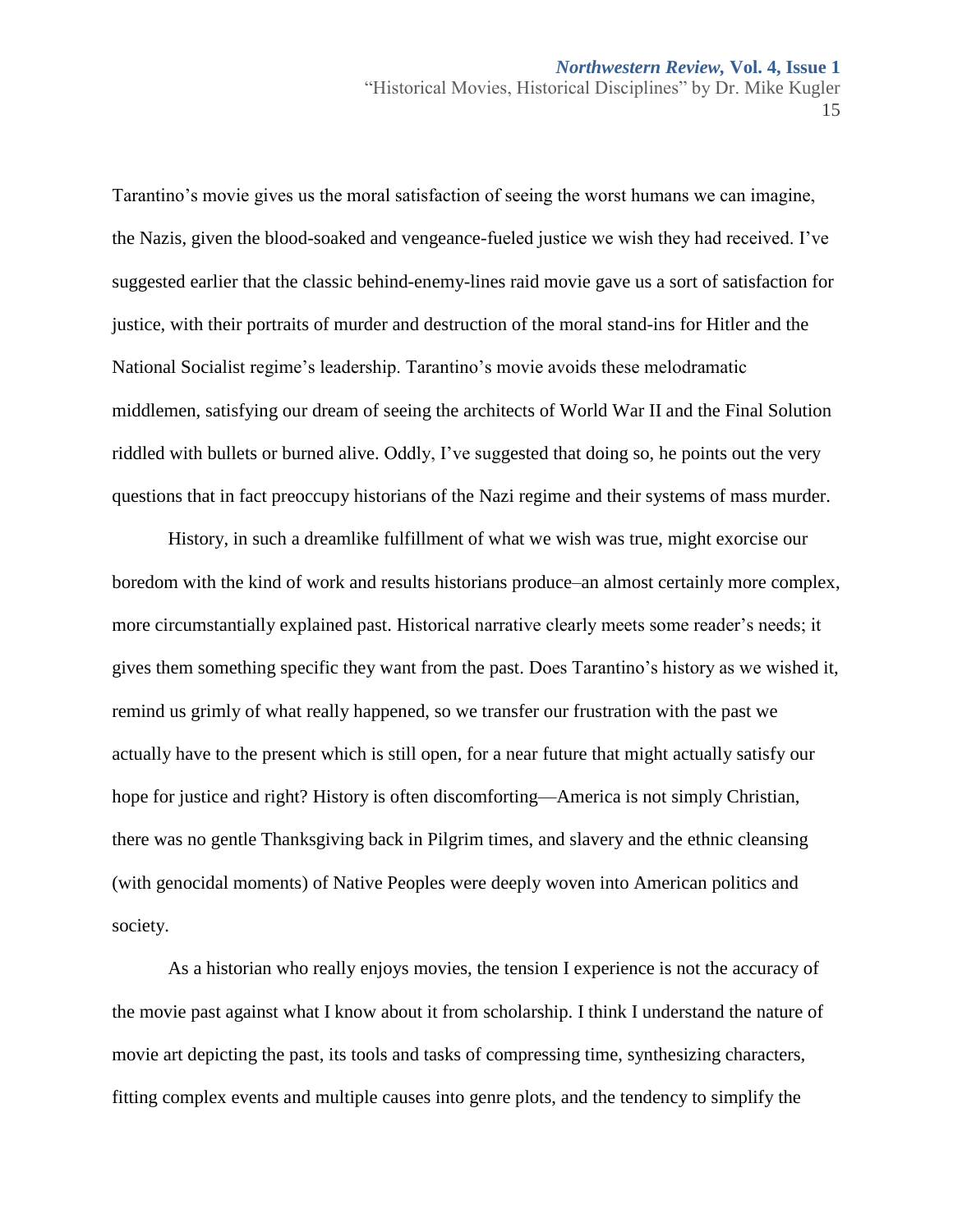Tarantino's movie gives us the moral satisfaction of seeing the worst humans we can imagine, the Nazis, given the blood-soaked and vengeance-fueled justice we wish they had received. I've suggested earlier that the classic behind-enemy-lines raid movie gave us a sort of satisfaction for justice, with their portraits of murder and destruction of the moral stand-ins for Hitler and the National Socialist regime's leadership. Tarantino's movie avoids these melodramatic middlemen, satisfying our dream of seeing the architects of World War II and the Final Solution riddled with bullets or burned alive. Oddly, I've suggested that doing so, he points out the very questions that in fact preoccupy historians of the Nazi regime and their systems of mass murder.

History, in such a dreamlike fulfillment of what we wish was true, might exorcise our boredom with the kind of work and results historians produce–an almost certainly more complex, more circumstantially explained past. Historical narrative clearly meets some reader's needs; it gives them something specific they want from the past. Does Tarantino's history as we wished it, remind us grimly of what really happened, so we transfer our frustration with the past we actually have to the present which is still open, for a near future that might actually satisfy our hope for justice and right? History is often discomforting—America is not simply Christian, there was no gentle Thanksgiving back in Pilgrim times, and slavery and the ethnic cleansing (with genocidal moments) of Native Peoples were deeply woven into American politics and society.

As a historian who really enjoys movies, the tension I experience is not the accuracy of the movie past against what I know about it from scholarship. I think I understand the nature of movie art depicting the past, its tools and tasks of compressing time, synthesizing characters, fitting complex events and multiple causes into genre plots, and the tendency to simplify the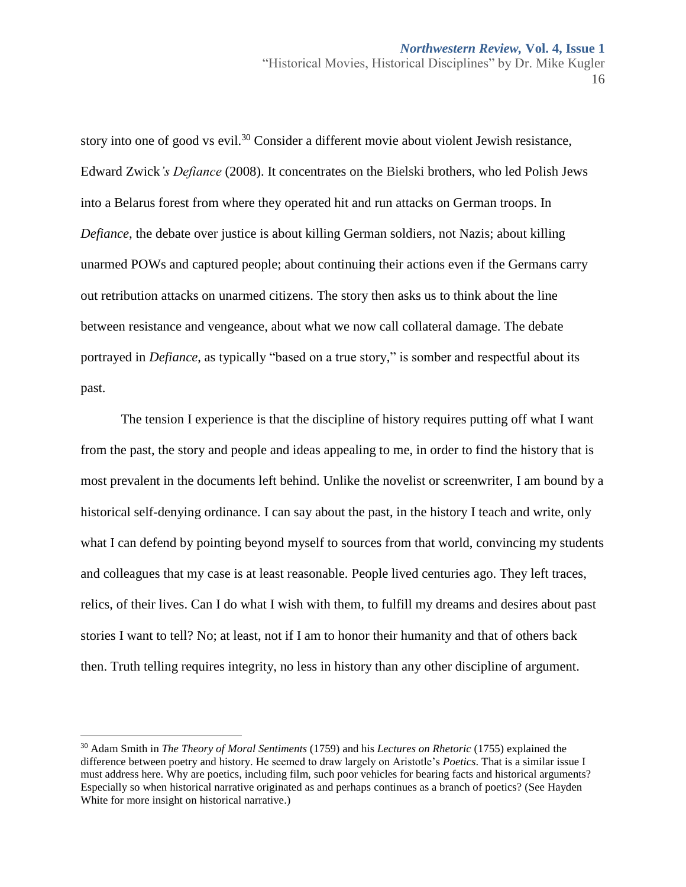story into one of good vs evil.[30] Consider a different movie about violent Jewish resistance, Edward Zwick*'s Defiance* (2008). It concentrates on the Bielski brothers, who led Polish Jews into a Belarus forest from where they operated hit and run attacks on German troops. In *Defiance*, the debate over justice is about killing German soldiers, not Nazis; about killing unarmed POWs and captured people; about continuing their actions even if the Germans carry out retribution attacks on unarmed citizens. The story then asks us to think about the line between resistance and vengeance, about what we now call collateral damage. The debate portrayed in *Defiance*, as typically "based on a true story," is somber and respectful about its past.

The tension I experience is that the discipline of history requires putting off what I want from the past, the story and people and ideas appealing to me, in order to find the history that is most prevalent in the documents left behind. Unlike the novelist or screenwriter, I am bound by a historical self-denying ordinance. I can say about the past, in the history I teach and write, only what I can defend by pointing beyond myself to sources from that world, convincing my students and colleagues that my case is at least reasonable. People lived centuries ago. They left traces, relics, of their lives. Can I do what I wish with them, to fulfill my dreams and desires about past stories I want to tell? No; at least, not if I am to honor their humanity and that of others back then. Truth telling requires integrity, no less in history than any other discipline of argument.

---

[30] Adam Smith in *The Theory of Moral Sentiments* (1759) and his *Lectures on Rhetoric* (1755) explained the difference between poetry and history. He seemed to draw largely on Aristotle's *Poetics*. That is a similar issue I must address here. Why are poetics, including film, such poor vehicles for bearing facts and historical arguments? Especially so when historical narrative originated as and perhaps continues as a branch of poetics? (See Hayden White for more insight on historical narrative.)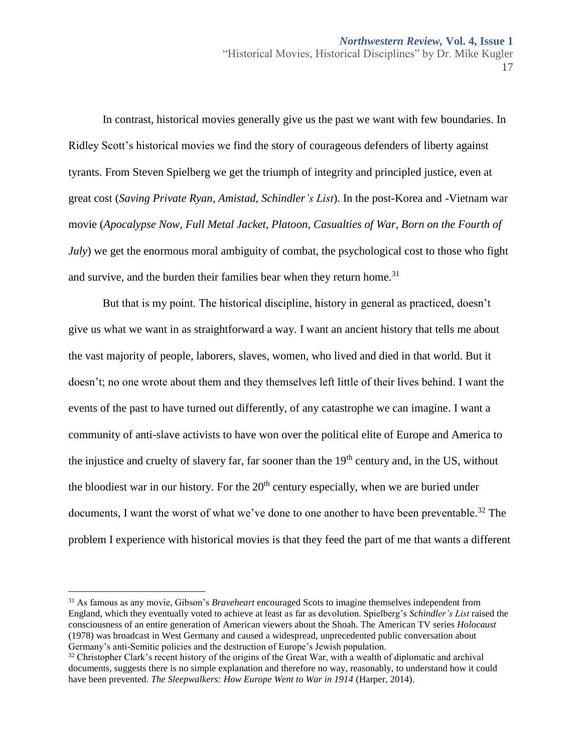In contrast, historical movies generally give us the past we want with few boundaries. In Ridley Scott's historical movies we find the story of courageous defenders of liberty against tyrants. From Steven Spielberg we get the triumph of integrity and principled justice, even at great cost (*Saving Private Ryan, Amistad, Schindler's List*). In the post-Korea and -Vietnam war movie (*Apocalypse Now, Full Metal Jacket, Platoon, Casualties of War, Born on the Fourth of July*) we get the enormous moral ambiguity of combat, the psychological cost to those who fight and survive, and the burden their families bear when they return home.[31]

But that is my point. The historical discipline, history in general as practiced, doesn't give us what we want in as straightforward a way. I want an ancient history that tells me about the vast majority of people, laborers, slaves, women, who lived and died in that world. But it doesn't; no one wrote about them and they themselves left little of their lives behind. I want the events of the past to have turned out differently, of any catastrophe we can imagine. I want a community of anti-slave activists to have won over the political elite of Europe and America to the injustice and cruelty of slavery far, far sooner than the 19th century and, in the US, without the bloodiest war in our history. For the 20th century especially, when we are buried under documents, I want the worst of what we've done to one another to have been preventable.[32] The problem I experience with historical movies is that they feed the part of me that wants a different

---

[31] As famous as any movie, Gibson's *Braveheart* encouraged Scots to imagine themselves independent from England, which they eventually voted to achieve at least as far as devolution. Spielberg's *Schindler's List* raised the consciousness of an entire generation of American viewers about the Shoah. The American TV series *Holocaust* (1978) was broadcast in West Germany and caused a widespread, unprecedented public conversation about Germany's anti-Semitic policies and the destruction of Europe's Jewish population.

[32] Christopher Clark's recent history of the origins of the Great War, with a wealth of diplomatic and archival documents, suggests there is no simple explanation and therefore no way, reasonably, to understand how it could have been prevented. *The Sleepwalkers: How Europe Went to War in 1914* (Harper, 2014).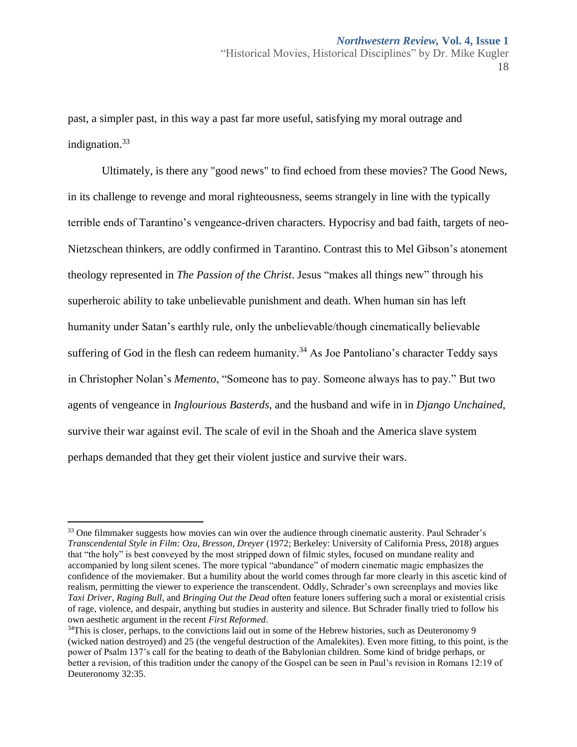past, a simpler past, in this way a past far more useful, satisfying my moral outrage and indignation.[33]

Ultimately, is there any "good news" to find echoed from these movies? The Good News, in its challenge to revenge and moral righteousness, seems strangely in line with the typically terrible ends of Tarantino's vengeance-driven characters. Hypocrisy and bad faith, targets of neo-Nietzschean thinkers, are oddly confirmed in Tarantino. Contrast this to Mel Gibson's atonement theology represented in *The Passion of the Christ*. Jesus "makes all things new" through his superheroic ability to take unbelievable punishment and death. When human sin has left humanity under Satan's earthly rule, only the unbelievable/though cinematically believable suffering of God in the flesh can redeem humanity.[34] As Joe Pantoliano's character Teddy says in Christopher Nolan's *Memento*, "Someone has to pay. Someone always has to pay." But two agents of vengeance in *Inglourious Basterds*, and the husband and wife in in *Django Unchained*, survive their war against evil. The scale of evil in the Shoah and the America slave system perhaps demanded that they get their violent justice and survive their wars.

---

[33] One filmmaker suggests how movies can win over the audience through cinematic austerity. Paul Schrader's *Transcendental Style in Film: Ozu, Bresson, Dreyer* (1972; Berkeley: University of California Press, 2018) argues that "the holy" is best conveyed by the most stripped down of filmic styles, focused on mundane reality and accompanied by long silent scenes. The more typical "abundance" of modern cinematic magic emphasizes the confidence of the moviemaker. But a humility about the world comes through far more clearly in this ascetic kind of realism, permitting the viewer to experience the transcendent. Oddly, Schrader's own screenplays and movies like *Taxi Driver, Raging Bull,* and *Bringing Out the Dead* often feature loners suffering such a moral or existential crisis of rage, violence, and despair, anything but studies in austerity and silence. But Schrader finally tried to follow his own aesthetic argument in the recent *First Reformed*.

[34] This is closer, perhaps, to the convictions laid out in some of the Hebrew histories, such as Deuteronomy 9 (wicked nation destroyed) and 25 (the vengeful destruction of the Amalekites). Even more fitting, to this point, is the power of Psalm 137's call for the beating to death of the Babylonian children. Some kind of bridge perhaps, or better a revision, of this tradition under the canopy of the Gospel can be seen in Paul's revision in Romans 12:19 of Deuteronomy 32:35.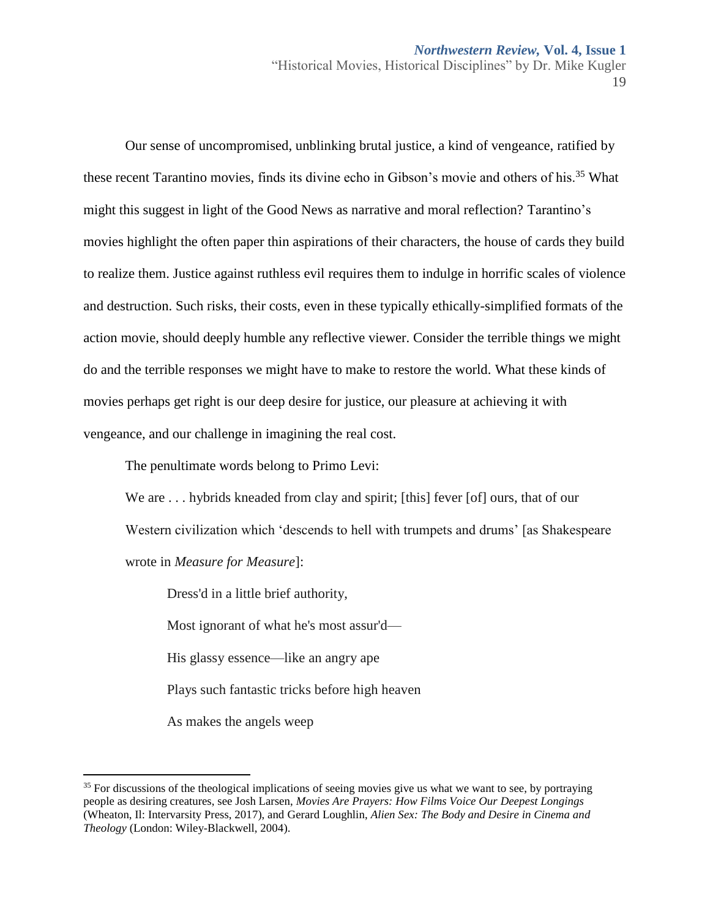Our sense of uncompromised, unblinking brutal justice, a kind of vengeance, ratified by these recent Tarantino movies, finds its divine echo in Gibson's movie and others of his.[35] What might this suggest in light of the Good News as narrative and moral reflection? Tarantino's movies highlight the often paper thin aspirations of their characters, the house of cards they build to realize them. Justice against ruthless evil requires them to indulge in horrific scales of violence and destruction. Such risks, their costs, even in these typically ethically-simplified formats of the action movie, should deeply humble any reflective viewer. Consider the terrible things we might do and the terrible responses we might have to make to restore the world. What these kinds of movies perhaps get right is our deep desire for justice, our pleasure at achieving it with vengeance, and our challenge in imagining the real cost.

The penultimate words belong to Primo Levi:

> We are . . . hybrids kneaded from clay and spirit; [this] fever [of] ours, that of our Western civilization which 'descends to hell with trumpets and drums' [as Shakespeare wrote in *Measure for Measure*]:
>
> Dress'd in a little brief authority,
>
> Most ignorant of what he's most assur'd—
>
> His glassy essence—like an angry ape
>
> Plays such fantastic tricks before high heaven
>
> As makes the angels weep

---

[35] For discussions of the theological implications of seeing movies give us what we want to see, by portraying people as desiring creatures, see Josh Larsen, *Movies Are Prayers: How Films Voice Our Deepest Longings* (Wheaton, Il: Intervarsity Press, 2017), and Gerard Loughlin, *Alien Sex: The Body and Desire in Cinema and Theology* (London: Wiley-Blackwell, 2004).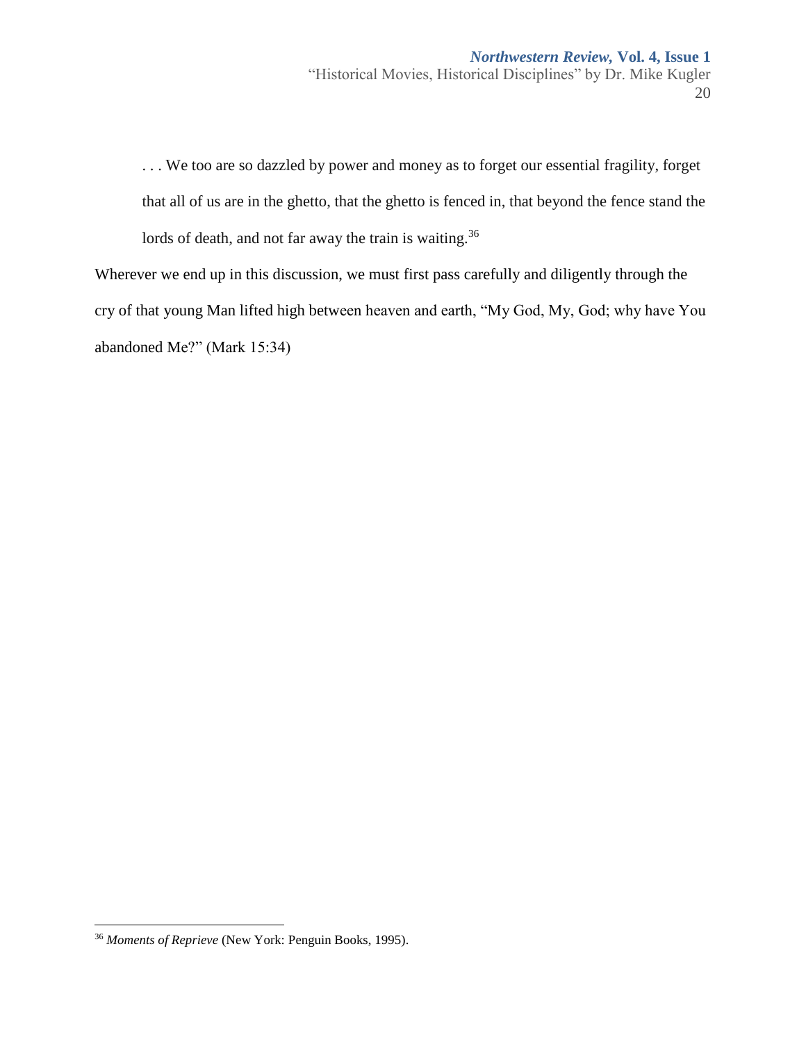> . . . We too are so dazzled by power and money as to forget our essential fragility, forget that all of us are in the ghetto, that the ghetto is fenced in, that beyond the fence stand the lords of death, and not far away the train is waiting.[36]

Wherever we end up in this discussion, we must first pass carefully and diligently through the cry of that young Man lifted high between heaven and earth, "My God, My, God; why have You abandoned Me?" (Mark 15:34)

---

[36] *Moments of Reprieve* (New York: Penguin Books, 1995).